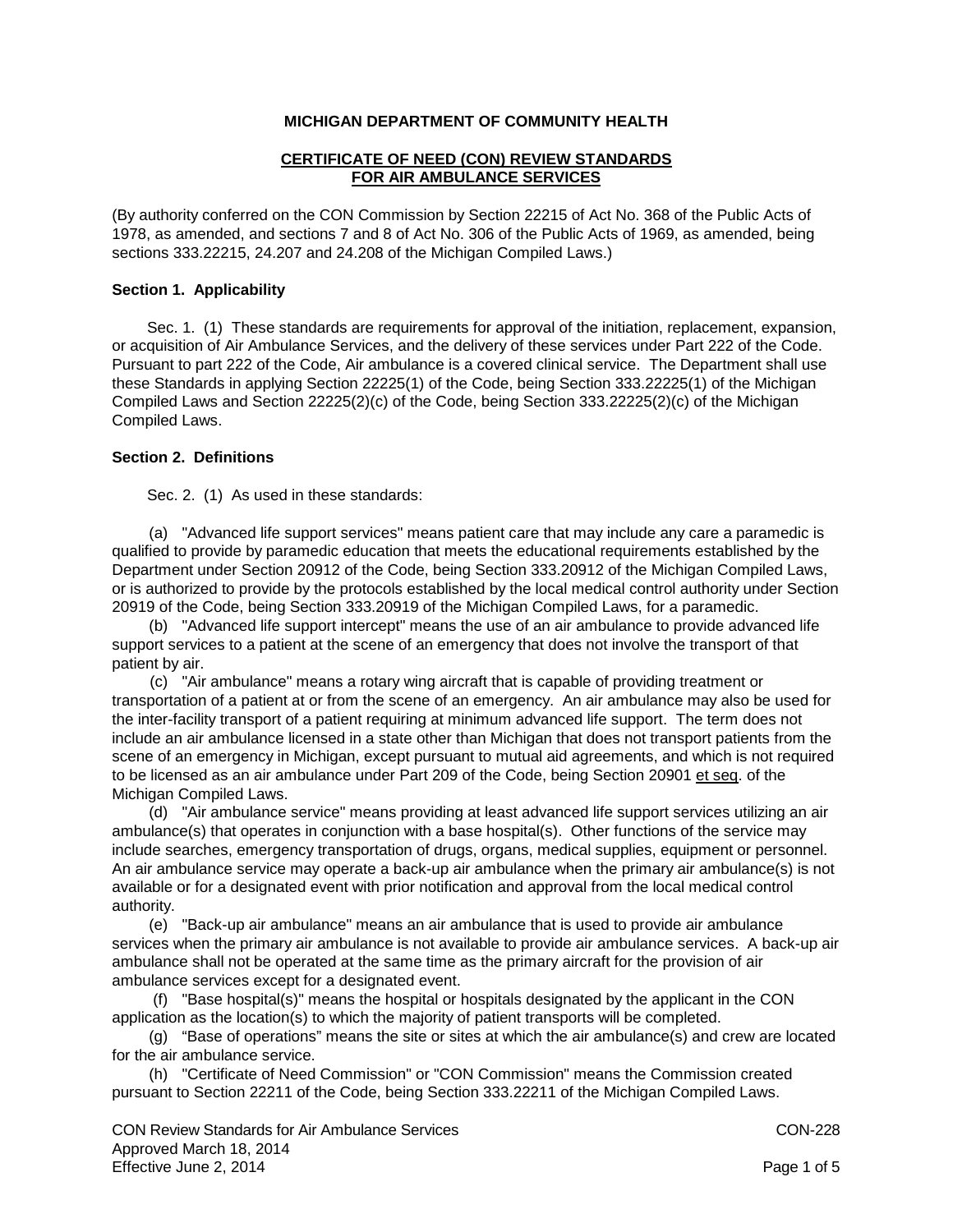**MICHIGAN DEPARTMENT OF COMMUNITY HEALTH**

**CERTIFICATE OF NEED (CON) REVIEW STANDARDS FOR AIR AMBULANCE SERVICES**

(By authority conferred on the CON Commission by Section 22215 of Act No. 368 of the Public Acts of 1978, as amended, and sections 7 and 8 of Act No. 306 of the Public Acts of 1969, as amended, being sections 333.22215, 24.207 and 24.208 of the Michigan Compiled Laws.)

**Section 1. Applicability**

Sec. 1. (1) These standards are requirements for approval of the initiation, replacement, expansion, or acquisition of Air Ambulance Services, and the delivery of these services under Part 222 of the Code. Pursuant to part 222 of the Code, Air ambulance is a covered clinical service. The Department shall use these Standards in applying Section 22225(1) of the Code, being Section 333.22225(1) of the Michigan Compiled Laws and Section 22225(2)(c) of the Code, being Section 333.22225(2)(c) of the Michigan Compiled Laws.

**Section 2. Definitions**

Sec. 2. (1) As used in these standards:

(a) "Advanced life support services" means patient care that may include any care a paramedic is qualified to provide by paramedic education that meets the educational requirements established by the Department under Section 20912 of the Code, being Section 333.20912 of the Michigan Compiled Laws, or is authorized to provide by the protocols established by the local medical control authority under Section 20919 of the Code, being Section 333.20919 of the Michigan Compiled Laws, for a paramedic.

(b) "Advanced life support intercept" means the use of an air ambulance to provide advanced life support services to a patient at the scene of an emergency that does not involve the transport of that patient by air.

(c) "Air ambulance" means a rotary wing aircraft that is capable of providing treatment or transportation of a patient at or from the scene of an emergency. An air ambulance may also be used for the inter-facility transport of a patient requiring at minimum advanced life support. The term does not include an air ambulance licensed in a state other than Michigan that does not transport patients from the scene of an emergency in Michigan, except pursuant to mutual aid agreements, and which is not required to be licensed as an air ambulance under Part 209 of the Code, being Section 20901 et seq. of the Michigan Compiled Laws.

(d) "Air ambulance service" means providing at least advanced life support services utilizing an air ambulance(s) that operates in conjunction with a base hospital(s). Other functions of the service may include searches, emergency transportation of drugs, organs, medical supplies, equipment or personnel. An air ambulance service may operate a back-up air ambulance when the primary air ambulance(s) is not available or for a designated event with prior notification and approval from the local medical control authority.

(e) "Back-up air ambulance" means an air ambulance that is used to provide air ambulance services when the primary air ambulance is not available to provide air ambulance services. A back-up air ambulance shall not be operated at the same time as the primary aircraft for the provision of air ambulance services except for a designated event.

(f) "Base hospital(s)" means the hospital or hospitals designated by the applicant in the CON application as the location(s) to which the majority of patient transports will be completed.

(g) "Base of operations" means the site or sites at which the air ambulance(s) and crew are located for the air ambulance service.

(h) "Certificate of Need Commission" or "CON Commission" means the Commission created pursuant to Section 22211 of the Code, being Section 333.22211 of the Michigan Compiled Laws.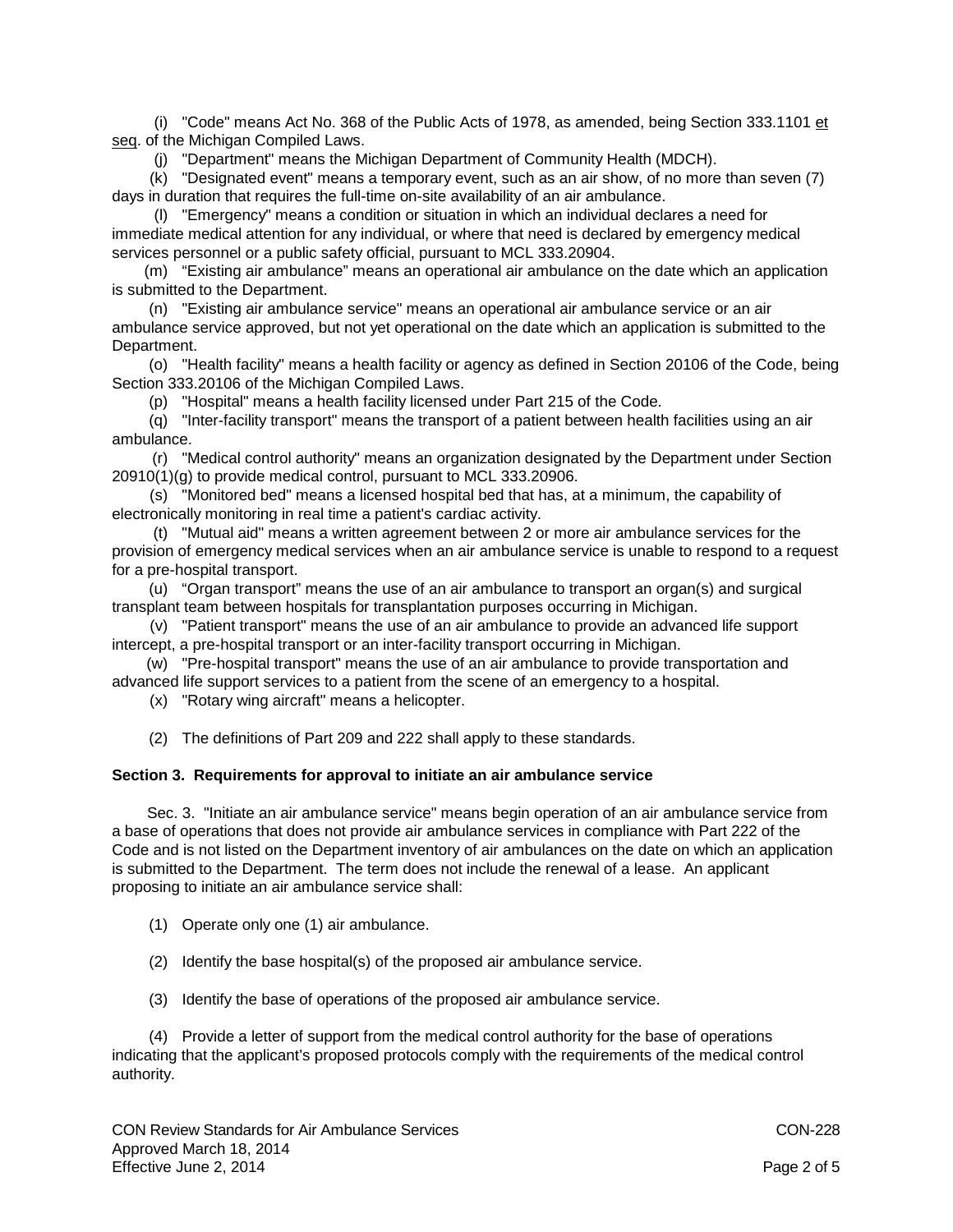(i) "Code" means Act No. 368 of the Public Acts of 1978, as amended, being Section 333.1101 et seq. of the Michigan Compiled Laws.

(j) "Department" means the Michigan Department of Community Health (MDCH).

(k) "Designated event" means a temporary event, such as an air show, of no more than seven (7) days in duration that requires the full-time on-site availability of an air ambulance.

(l) "Emergency" means a condition or situation in which an individual declares a need for immediate medical attention for any individual, or where that need is declared by emergency medical services personnel or a public safety official, pursuant to MCL 333.20904.

(m) "Existing air ambulance" means an operational air ambulance on the date which an application is submitted to the Department.

(n) "Existing air ambulance service" means an operational air ambulance service or an air ambulance service approved, but not yet operational on the date which an application is submitted to the Department.

(o) "Health facility" means a health facility or agency as defined in Section 20106 of the Code, being Section 333.20106 of the Michigan Compiled Laws.

(p) "Hospital" means a health facility licensed under Part 215 of the Code.

(q) "Inter-facility transport" means the transport of a patient between health facilities using an air ambulance.

(r) "Medical control authority" means an organization designated by the Department under Section 20910(1)(g) to provide medical control, pursuant to MCL 333.20906.

(s) "Monitored bed" means a licensed hospital bed that has, at a minimum, the capability of electronically monitoring in real time a patient's cardiac activity.

(t) "Mutual aid" means a written agreement between 2 or more air ambulance services for the provision of emergency medical services when an air ambulance service is unable to respond to a request for a pre-hospital transport.

(u) "Organ transport" means the use of an air ambulance to transport an organ(s) and surgical transplant team between hospitals for transplantation purposes occurring in Michigan.

(v) "Patient transport" means the use of an air ambulance to provide an advanced life support intercept, a pre-hospital transport or an inter-facility transport occurring in Michigan.

(w) "Pre-hospital transport" means the use of an air ambulance to provide transportation and advanced life support services to a patient from the scene of an emergency to a hospital.

(x) "Rotary wing aircraft" means a helicopter.

(2) The definitions of Part 209 and 222 shall apply to these standards.

**Section 3. Requirements for approval to initiate an air ambulance service**

Sec. 3. "Initiate an air ambulance service" means begin operation of an air ambulance service from a base of operations that does not provide air ambulance services in compliance with Part 222 of the Code and is not listed on the Department inventory of air ambulances on the date on which an application is submitted to the Department. The term does not include the renewal of a lease. An applicant proposing to initiate an air ambulance service shall:

(1) Operate only one (1) air ambulance.

(2) Identify the base hospital(s) of the proposed air ambulance service.

(3) Identify the base of operations of the proposed air ambulance service.

(4) Provide a letter of support from the medical control authority for the base of operations indicating that the applicant's proposed protocols comply with the requirements of the medical control authority.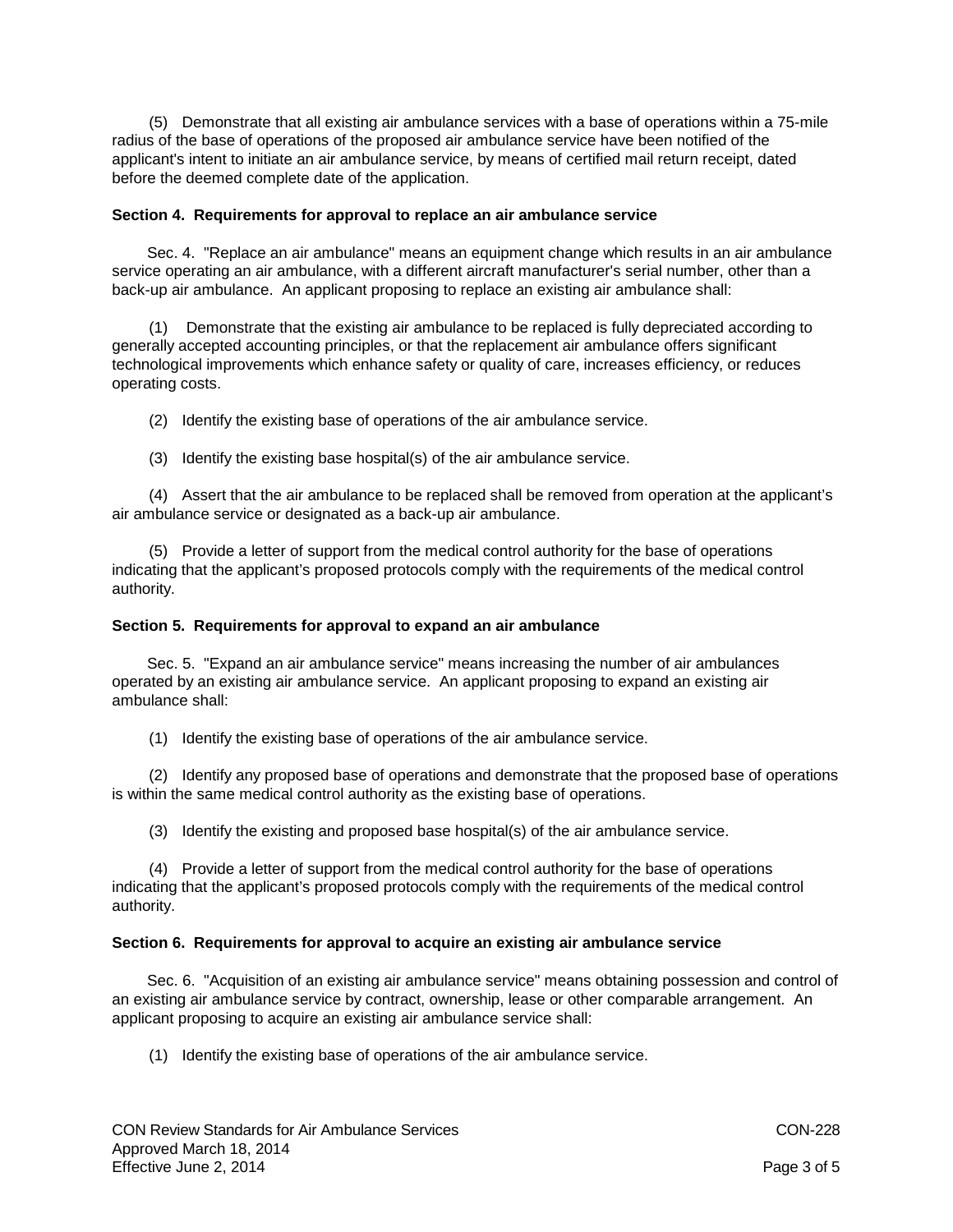(5) Demonstrate that all existing air ambulance services with a base of operations within a 75-mile radius of the base of operations of the proposed air ambulance service have been notified of the applicant's intent to initiate an air ambulance service, by means of certified mail return receipt, dated before the deemed complete date of the application.

### Section 4. Requirements for approval to replace an air ambulance service

Sec. 4. "Replace an air ambulance" means an equipment change which results in an air ambulance service operating an air ambulance, with a different aircraft manufacturer's serial number, other than a back-up air ambulance. An applicant proposing to replace an existing air ambulance shall:

(1) Demonstrate that the existing air ambulance to be replaced is fully depreciated according to generally accepted accounting principles, or that the replacement air ambulance offers significant technological improvements which enhance safety or quality of care, increases efficiency, or reduces operating costs.

(2) Identify the existing base of operations of the air ambulance service.

(3) Identify the existing base hospital(s) of the air ambulance service.

(4) Assert that the air ambulance to be replaced shall be removed from operation at the applicant's air ambulance service or designated as a back-up air ambulance.

(5) Provide a letter of support from the medical control authority for the base of operations indicating that the applicant's proposed protocols comply with the requirements of the medical control authority.

### Section 5. Requirements for approval to expand an air ambulance

Sec. 5. "Expand an air ambulance service" means increasing the number of air ambulances operated by an existing air ambulance service. An applicant proposing to expand an existing air ambulance shall:

(1) Identify the existing base of operations of the air ambulance service.

(2) Identify any proposed base of operations and demonstrate that the proposed base of operations is within the same medical control authority as the existing base of operations.

(3) Identify the existing and proposed base hospital(s) of the air ambulance service.

(4) Provide a letter of support from the medical control authority for the base of operations indicating that the applicant's proposed protocols comply with the requirements of the medical control authority.

### Section 6. Requirements for approval to acquire an existing air ambulance service

Sec. 6. "Acquisition of an existing air ambulance service" means obtaining possession and control of an existing air ambulance service by contract, ownership, lease or other comparable arrangement. An applicant proposing to acquire an existing air ambulance service shall:

(1) Identify the existing base of operations of the air ambulance service.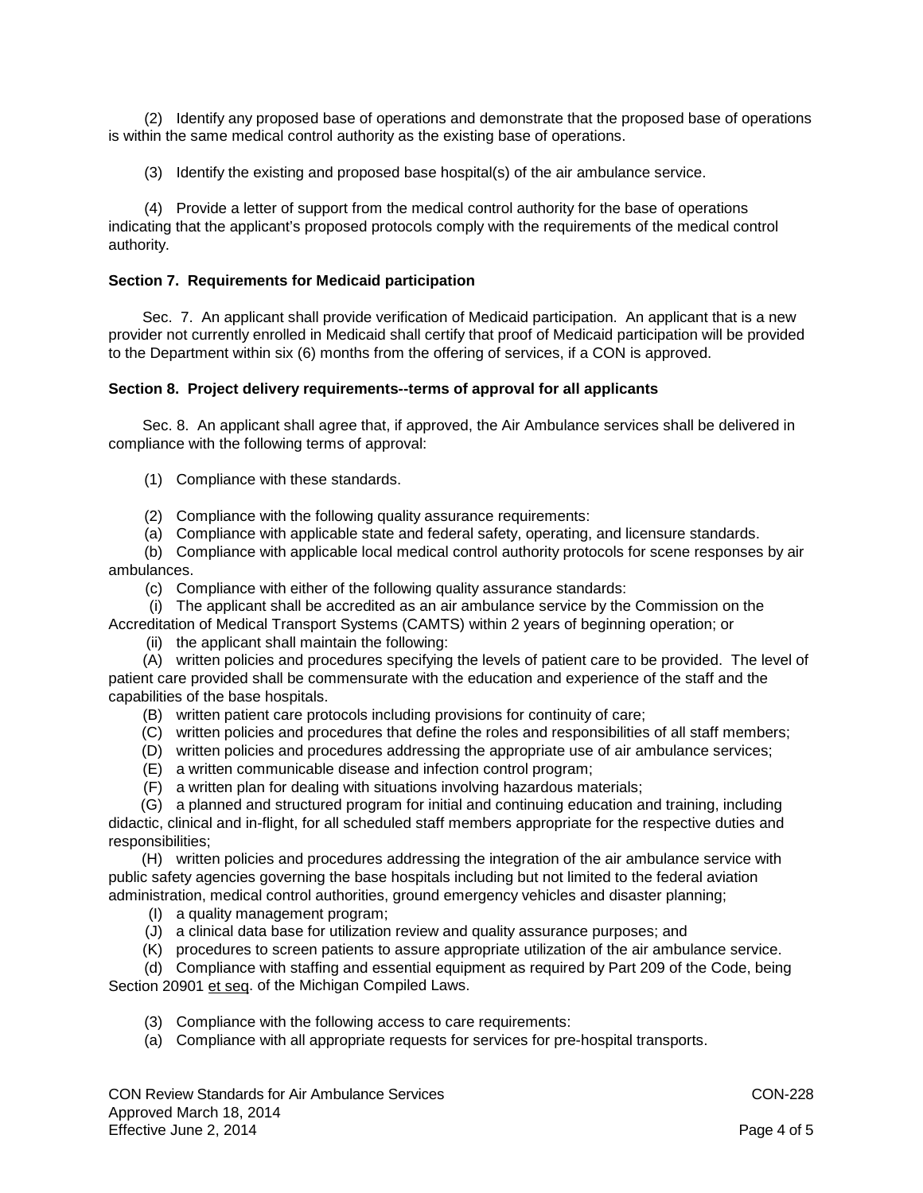(2) Identify any proposed base of operations and demonstrate that the proposed base of operations is within the same medical control authority as the existing base of operations.

(3) Identify the existing and proposed base hospital(s) of the air ambulance service.

(4) Provide a letter of support from the medical control authority for the base of operations indicating that the applicant's proposed protocols comply with the requirements of the medical control authority.

**Section 7. Requirements for Medicaid participation**

Sec. 7. An applicant shall provide verification of Medicaid participation. An applicant that is a new provider not currently enrolled in Medicaid shall certify that proof of Medicaid participation will be provided to the Department within six (6) months from the offering of services, if a CON is approved.

**Section 8. Project delivery requirements--terms of approval for all applicants**

Sec. 8. An applicant shall agree that, if approved, the Air Ambulance services shall be delivered in compliance with the following terms of approval:

(1) Compliance with these standards.

(2) Compliance with the following quality assurance requirements:
(a) Compliance with applicable state and federal safety, operating, and licensure standards.
(b) Compliance with applicable local medical control authority protocols for scene responses by air ambulances.
(c) Compliance with either of the following quality assurance standards:
(i) The applicant shall be accredited as an air ambulance service by the Commission on the Accreditation of Medical Transport Systems (CAMTS) within 2 years of beginning operation; or
(ii) the applicant shall maintain the following:
(A) written policies and procedures specifying the levels of patient care to be provided. The level of patient care provided shall be commensurate with the education and experience of the staff and the capabilities of the base hospitals.
(B) written patient care protocols including provisions for continuity of care;
(C) written policies and procedures that define the roles and responsibilities of all staff members;
(D) written policies and procedures addressing the appropriate use of air ambulance services;
(E) a written communicable disease and infection control program;
(F) a written plan for dealing with situations involving hazardous materials;
(G) a planned and structured program for initial and continuing education and training, including didactic, clinical and in-flight, for all scheduled staff members appropriate for the respective duties and responsibilities;
(H) written policies and procedures addressing the integration of the air ambulance service with public safety agencies governing the base hospitals including but not limited to the federal aviation administration, medical control authorities, ground emergency vehicles and disaster planning;
(I) a quality management program;
(J) a clinical data base for utilization review and quality assurance purposes; and
(K) procedures to screen patients to assure appropriate utilization of the air ambulance service.
(d) Compliance with staffing and essential equipment as required by Part 209 of the Code, being Section 20901 et seq. of the Michigan Compiled Laws.

(3) Compliance with the following access to care requirements:
(a) Compliance with all appropriate requests for services for pre-hospital transports.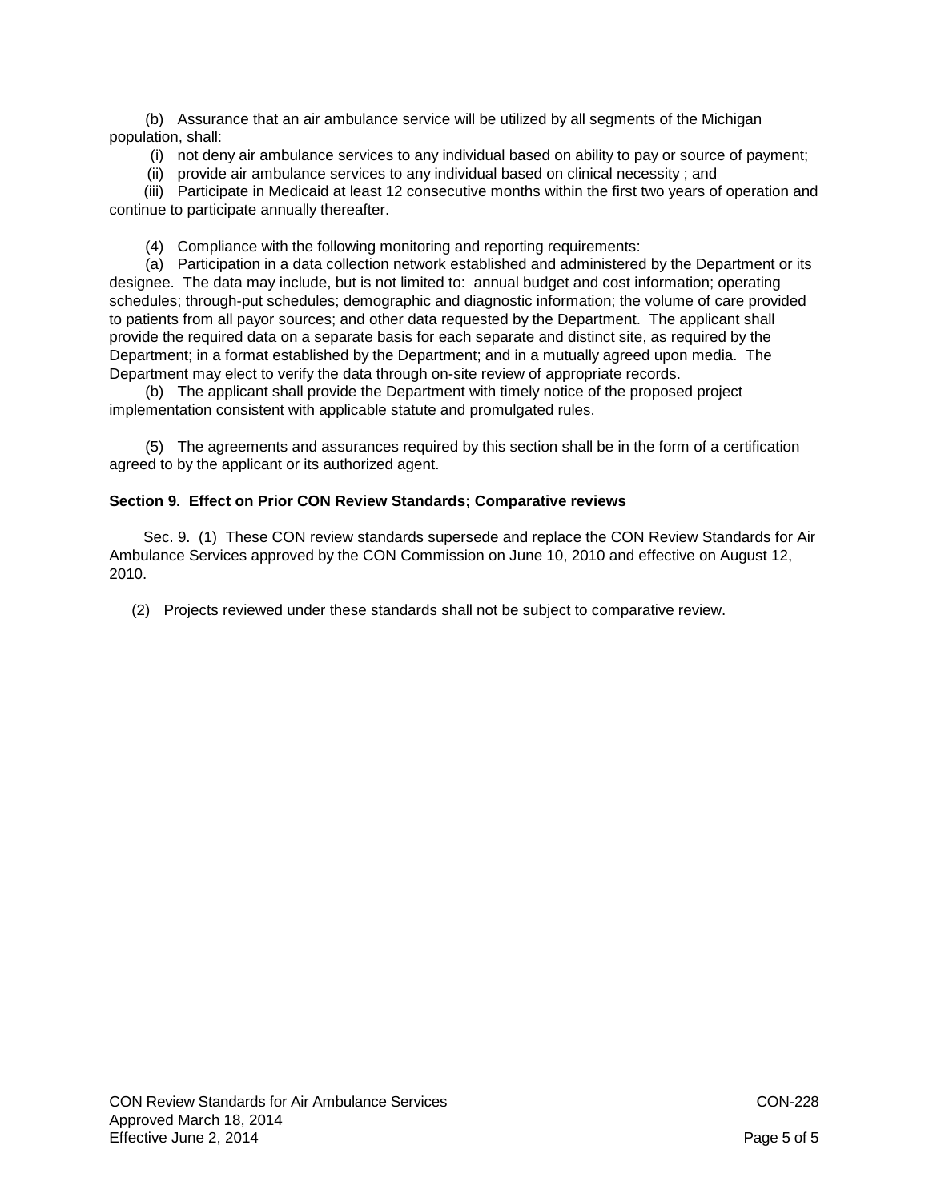(b) Assurance that an air ambulance service will be utilized by all segments of the Michigan population, shall:

(i) not deny air ambulance services to any individual based on ability to pay or source of payment;

(ii) provide air ambulance services to any individual based on clinical necessity ; and

(iii) Participate in Medicaid at least 12 consecutive months within the first two years of operation and continue to participate annually thereafter.

(4) Compliance with the following monitoring and reporting requirements:

(a) Participation in a data collection network established and administered by the Department or its designee. The data may include, but is not limited to: annual budget and cost information; operating schedules; through-put schedules; demographic and diagnostic information; the volume of care provided to patients from all payor sources; and other data requested by the Department. The applicant shall provide the required data on a separate basis for each separate and distinct site, as required by the Department; in a format established by the Department; and in a mutually agreed upon media. The Department may elect to verify the data through on-site review of appropriate records.

(b) The applicant shall provide the Department with timely notice of the proposed project implementation consistent with applicable statute and promulgated rules.

(5) The agreements and assurances required by this section shall be in the form of a certification agreed to by the applicant or its authorized agent.

**Section 9. Effect on Prior CON Review Standards; Comparative reviews**

Sec. 9. (1) These CON review standards supersede and replace the CON Review Standards for Air Ambulance Services approved by the CON Commission on June 10, 2010 and effective on August 12, 2010.

(2) Projects reviewed under these standards shall not be subject to comparative review.